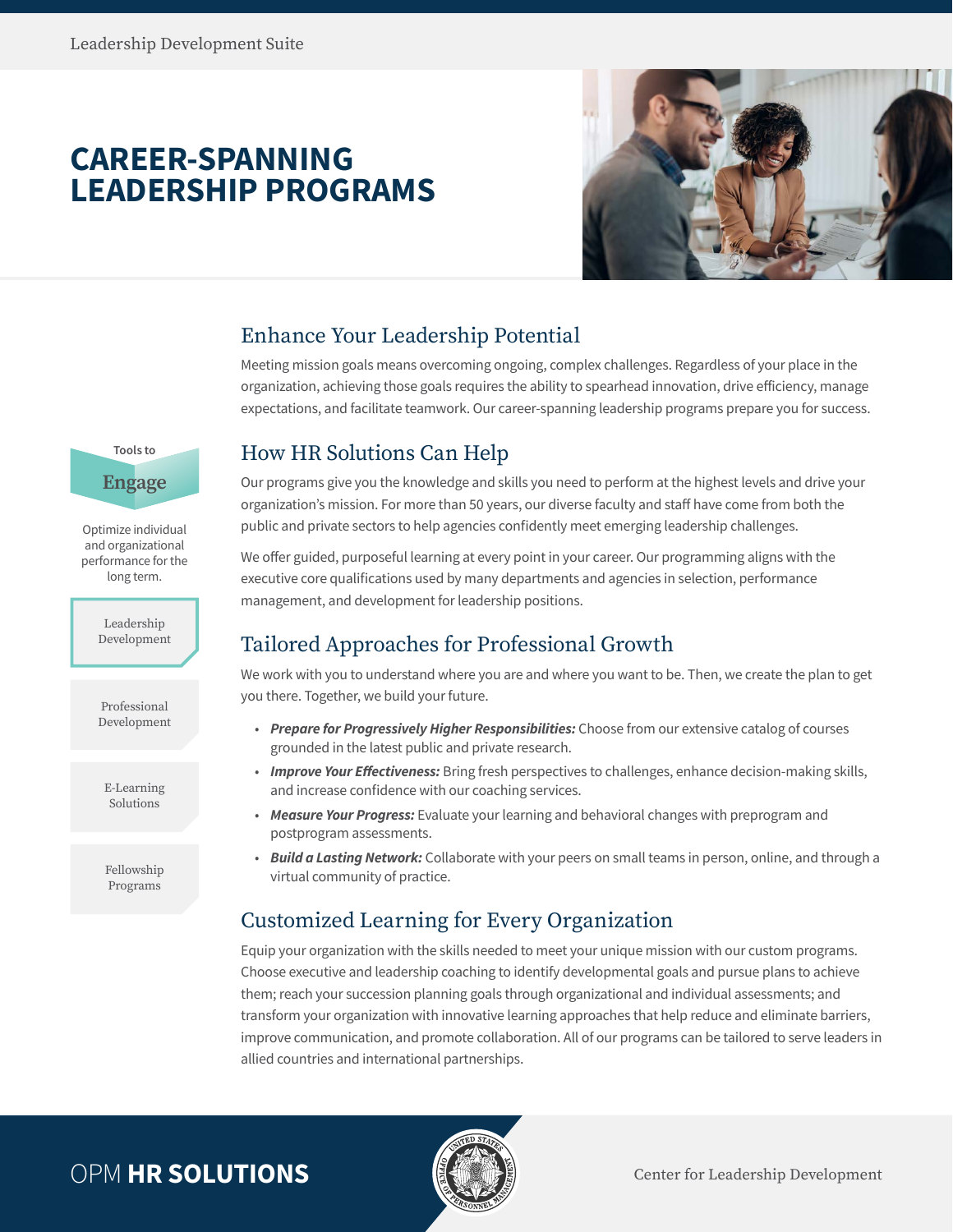Leadership Development Suite

# CAREER-SPANNING LEADERSHIP PROGRAMS

Tools to **Engage**

Optimize individual and organizational performance for the long term.

- Leadership Development
- Professional Development
- E-Learning Solutions
- Fellowship Programs

## Enhance Your Leadership Potential

Meeting mission goals means overcoming ongoing, complex challenges. Regardless of your place in the organization, achieving those goals requires the ability to spearhead innovation, drive efficiency, manage expectations, and facilitate teamwork. Our career-spanning leadership programs prepare you for success.

## How HR Solutions Can Help

Our programs give you the knowledge and skills you need to perform at the highest levels and drive your organization's mission. For more than 50 years, our diverse faculty and staff have come from both the public and private sectors to help agencies confidently meet emerging leadership challenges.

We offer guided, purposeful learning at every point in your career. Our programming aligns with the executive core qualifications used by many departments and agencies in selection, performance management, and development for leadership positions.

## Tailored Approaches for Professional Growth

We work with you to understand where you are and where you want to be. Then, we create the plan to get you there. Together, we build your future.

- ***Prepare for Progressively Higher Responsibilities:*** Choose from our extensive catalog of courses grounded in the latest public and private research.
- ***Improve Your Effectiveness:*** Bring fresh perspectives to challenges, enhance decision-making skills, and increase confidence with our coaching services.
- ***Measure Your Progress:*** Evaluate your learning and behavioral changes with preprogram and postprogram assessments.
- ***Build a Lasting Network:*** Collaborate with your peers on small teams in person, online, and through a virtual community of practice.

## Customized Learning for Every Organization

Equip your organization with the skills needed to meet your unique mission with our custom programs. Choose executive and leadership coaching to identify developmental goals and pursue plans to achieve them; reach your succession planning goals through organizational and individual assessments; and transform your organization with innovative learning approaches that help reduce and eliminate barriers, improve communication, and promote collaboration. All of our programs can be tailored to serve leaders in allied countries and international partnerships.

OPM **HR SOLUTIONS**

Center for Leadership Development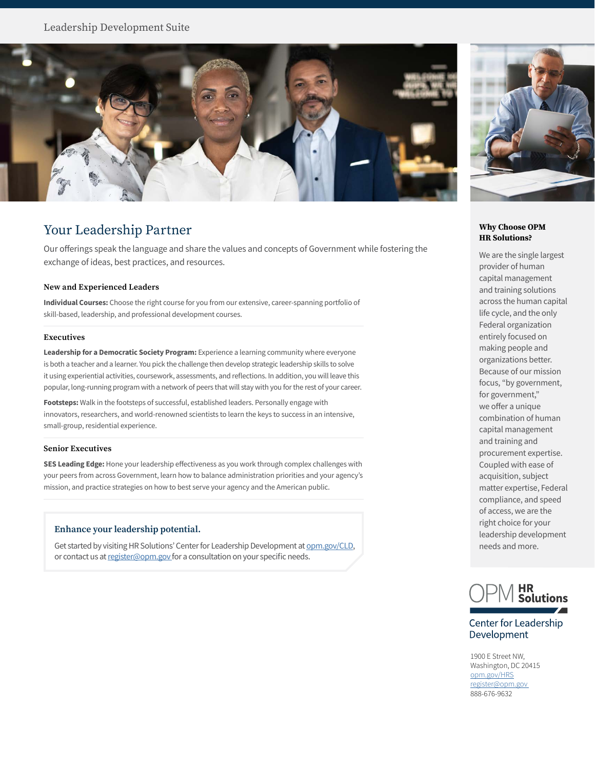# Your Leadership Partner

Our offerings speak the language and share the values and concepts of Government while fostering the exchange of ideas, best practices, and resources.

### New and Experienced Leaders

**Individual Courses:** Choose the right course for you from our extensive, career-spanning portfolio of skill-based, leadership, and professional development courses.

### Executives

**Leadership for a Democratic Society Program:** Experience a learning community where everyone is both a teacher and a learner. You pick the challenge then develop strategic leadership skills to solve it using experiential activities, coursework, assessments, and reflections. In addition, you will leave this popular, long-running program with a network of peers that will stay with you for the rest of your career.

**Footsteps:** Walk in the footsteps of successful, established leaders. Personally engage with innovators, researchers, and world-renowned scientists to learn the keys to success in an intensive, small-group, residential experience.

### Senior Executives

**SES Leading Edge:** Hone your leadership effectiveness as you work through complex challenges with your peers from across Government, learn how to balance administration priorities and your agency's mission, and practice strategies on how to best serve your agency and the American public.

### Enhance your leadership potential.

Get started by visiting HR Solutions' Center for Leadership Development at opm.gov/CLD, or contact us at register@opm.gov for a consultation on your specific needs.

### Why Choose OPM HR Solutions?

We are the single largest provider of human capital management and training solutions across the human capital life cycle, and the only Federal organization entirely focused on making people and organizations better. Because of our mission focus, "by government, for government," we offer a unique combination of human capital management and training and procurement expertise. Coupled with ease of acquisition, subject matter expertise, Federal compliance, and speed of access, we are the right choice for your leadership development needs and more.

OPM HR Solutions

Center for Leadership Development

1900 E Street NW,
Washington, DC 20415
opm.gov/HRS
register@opm.gov
888-676-9632